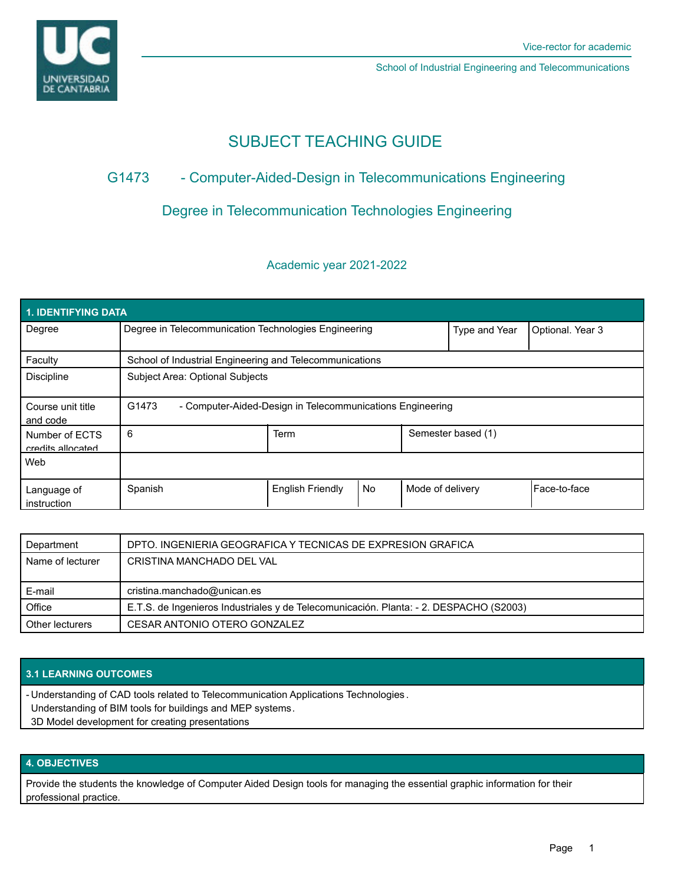Vice-rector for academic

School of Industrial Engineering and Telecommunications

# SUBJECT TEACHING GUIDE

## G1473 - Computer-Aided-Design in Telecommunications Engineering

## Degree in Telecommunication Technologies Engineering

### Academic year 2021-2022

| 1. IDENTIFYING DATA | | | | | |
|---|---|---|---|---|---|
| Degree | Degree in Telecommunication Technologies Engineering | | | Type and Year | Optional. Year 3 |
| Faculty | School of Industrial Engineering and Telecommunications | | | | |
| Discipline | Subject Area: Optional Subjects | | | | |
| Course unit title and code | G1473 - Computer-Aided-Design in Telecommunications Engineering | | | | |
| Number of ECTS credits allocated | 6 | Term | | Semester based (1) | |
| Web | | | | | |
| Language of instruction | Spanish | English Friendly | No | Mode of delivery | Face-to-face |

| Department | DPTO. INGENIERIA GEOGRAFICA Y TECNICAS DE EXPRESION GRAFICA |
|---|---|
| Name of lecturer | CRISTINA MANCHADO DEL VAL |
| E-mail | cristina.manchado@unican.es |
| Office | E.T.S. de Ingenieros Industriales y de Telecomunicación. Planta: - 2. DESPACHO (S2003) |
| Other lecturers | CESAR ANTONIO OTERO GONZALEZ |

## 3.1 LEARNING OUTCOMES

- Understanding of CAD tools related to Telecommunication Applications Technologies.
  Understanding of BIM tools for buildings and MEP systems.
  3D Model development for creating presentations

## 4. OBJECTIVES

Provide the students the knowledge of Computer Aided Design tools for managing the essential graphic information for their professional practice.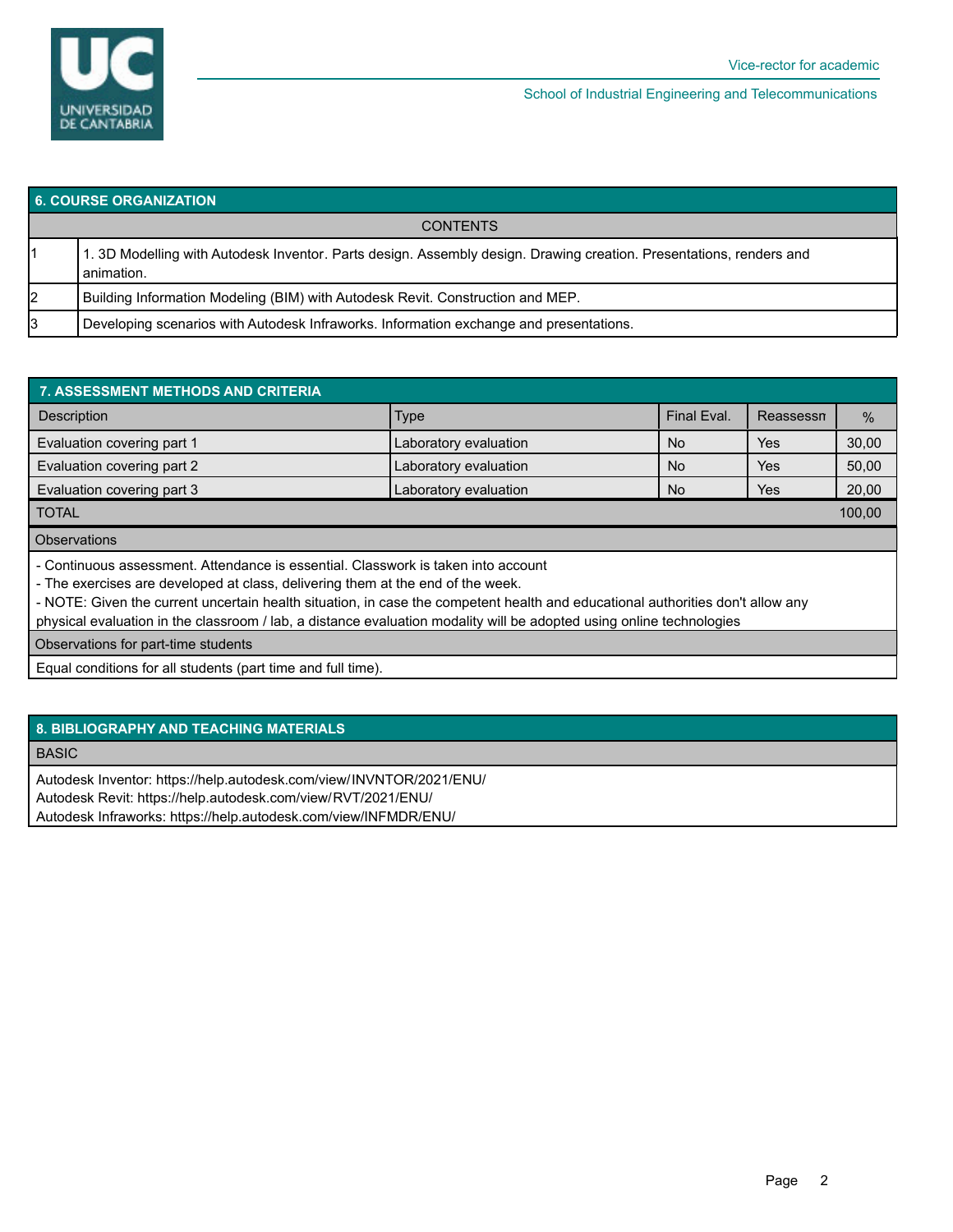## 6. COURSE ORGANIZATION

| CONTENTS | |
|---|---|
| 1 | 1. 3D Modelling with Autodesk Inventor. Parts design. Assembly design. Drawing creation. Presentations, renders and animation. |
| 2 | Building Information Modeling (BIM) with Autodesk Revit. Construction and MEP. |
| 3 | Developing scenarios with Autodesk Infraworks. Information exchange and presentations. |

## 7. ASSESSMENT METHODS AND CRITERIA

| Description | Type | Final Eval. | Reassessn | % |
|---|---|---|---|---|
| Evaluation covering part 1 | Laboratory evaluation | No | Yes | 30,00 |
| Evaluation covering part 2 | Laboratory evaluation | No | Yes | 50,00 |
| Evaluation covering part 3 | Laboratory evaluation | No | Yes | 20,00 |
| TOTAL | | | | 100,00 |

**Observations**

- Continuous assessment. Attendance is essential. Classwork is taken into account
- The exercises are developed at class, delivering them at the end of the week.
- NOTE: Given the current uncertain health situation, in case the competent health and educational authorities don't allow any physical evaluation in the classroom / lab, a distance evaluation modality will be adopted using online technologies

**Observations for part-time students**

Equal conditions for all students (part time and full time).

## 8. BIBLIOGRAPHY AND TEACHING MATERIALS

**BASIC**

Autodesk Inventor: https://help.autodesk.com/view/INVNTOR/2021/ENU/
Autodesk Revit: https://help.autodesk.com/view/RVT/2021/ENU/
Autodesk Infraworks: https://help.autodesk.com/view/INFMDR/ENU/